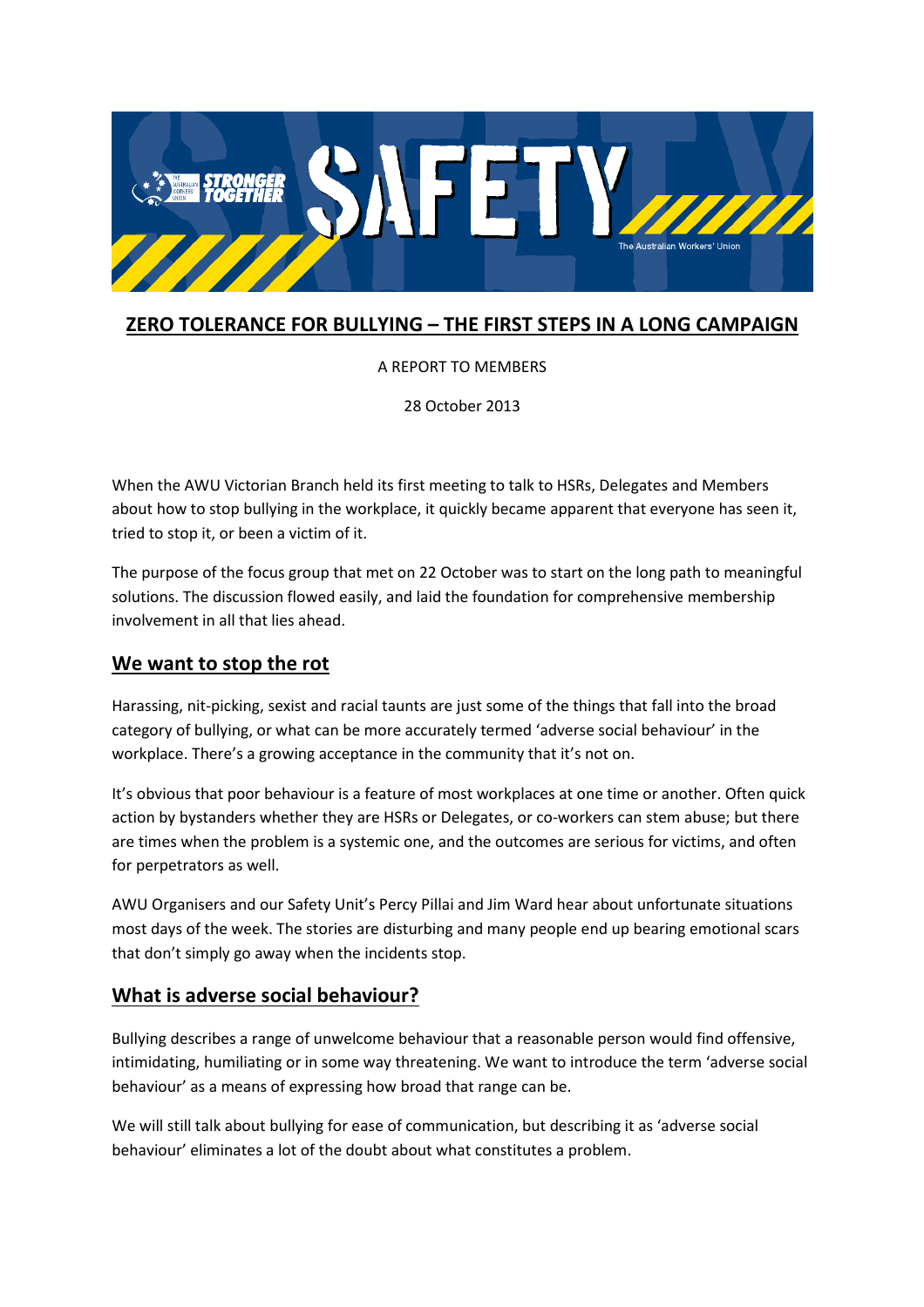# ZERO TOLERANCE FOR BULLYING – THE FIRST STEPS IN A LONG CAMPAIGN

A REPORT TO MEMBERS

28 October 2013

When the AWU Victorian Branch held its first meeting to talk to HSRs, Delegates and Members about how to stop bullying in the workplace, it quickly became apparent that everyone has seen it, tried to stop it, or been a victim of it.

The purpose of the focus group that met on 22 October was to start on the long path to meaningful solutions. The discussion flowed easily, and laid the foundation for comprehensive membership involvement in all that lies ahead.

## We want to stop the rot

Harassing, nit-picking, sexist and racial taunts are just some of the things that fall into the broad category of bullying, or what can be more accurately termed 'adverse social behaviour' in the workplace. There's a growing acceptance in the community that it's not on.

It's obvious that poor behaviour is a feature of most workplaces at one time or another. Often quick action by bystanders whether they are HSRs or Delegates, or co-workers can stem abuse; but there are times when the problem is a systemic one, and the outcomes are serious for victims, and often for perpetrators as well.

AWU Organisers and our Safety Unit's Percy Pillai and Jim Ward hear about unfortunate situations most days of the week. The stories are disturbing and many people end up bearing emotional scars that don't simply go away when the incidents stop.

## What is adverse social behaviour?

Bullying describes a range of unwelcome behaviour that a reasonable person would find offensive, intimidating, humiliating or in some way threatening. We want to introduce the term 'adverse social behaviour' as a means of expressing how broad that range can be.

We will still talk about bullying for ease of communication, but describing it as 'adverse social behaviour' eliminates a lot of the doubt about what constitutes a problem.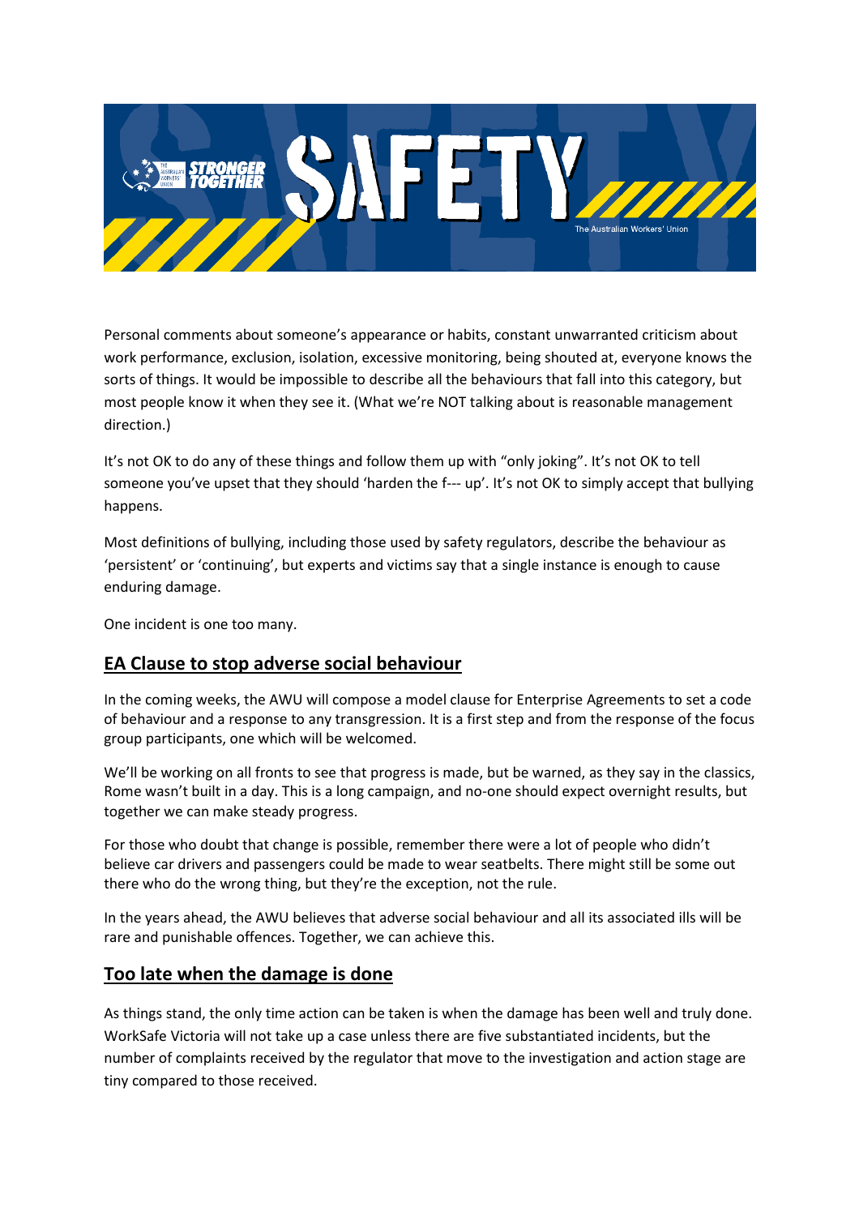Personal comments about someone's appearance or habits, constant unwarranted criticism about work performance, exclusion, isolation, excessive monitoring, being shouted at, everyone knows the sorts of things. It would be impossible to describe all the behaviours that fall into this category, but most people know it when they see it. (What we're NOT talking about is reasonable management direction.)

It's not OK to do any of these things and follow them up with "only joking". It's not OK to tell someone you've upset that they should 'harden the f--- up'. It's not OK to simply accept that bullying happens.

Most definitions of bullying, including those used by safety regulators, describe the behaviour as 'persistent' or 'continuing', but experts and victims say that a single instance is enough to cause enduring damage.

One incident is one too many.

## EA Clause to stop adverse social behaviour

In the coming weeks, the AWU will compose a model clause for Enterprise Agreements to set a code of behaviour and a response to any transgression. It is a first step and from the response of the focus group participants, one which will be welcomed.

We'll be working on all fronts to see that progress is made, but be warned, as they say in the classics, Rome wasn't built in a day. This is a long campaign, and no-one should expect overnight results, but together we can make steady progress.

For those who doubt that change is possible, remember there were a lot of people who didn't believe car drivers and passengers could be made to wear seatbelts. There might still be some out there who do the wrong thing, but they're the exception, not the rule.

In the years ahead, the AWU believes that adverse social behaviour and all its associated ills will be rare and punishable offences. Together, we can achieve this.

## Too late when the damage is done

As things stand, the only time action can be taken is when the damage has been well and truly done. WorkSafe Victoria will not take up a case unless there are five substantiated incidents, but the number of complaints received by the regulator that move to the investigation and action stage are tiny compared to those received.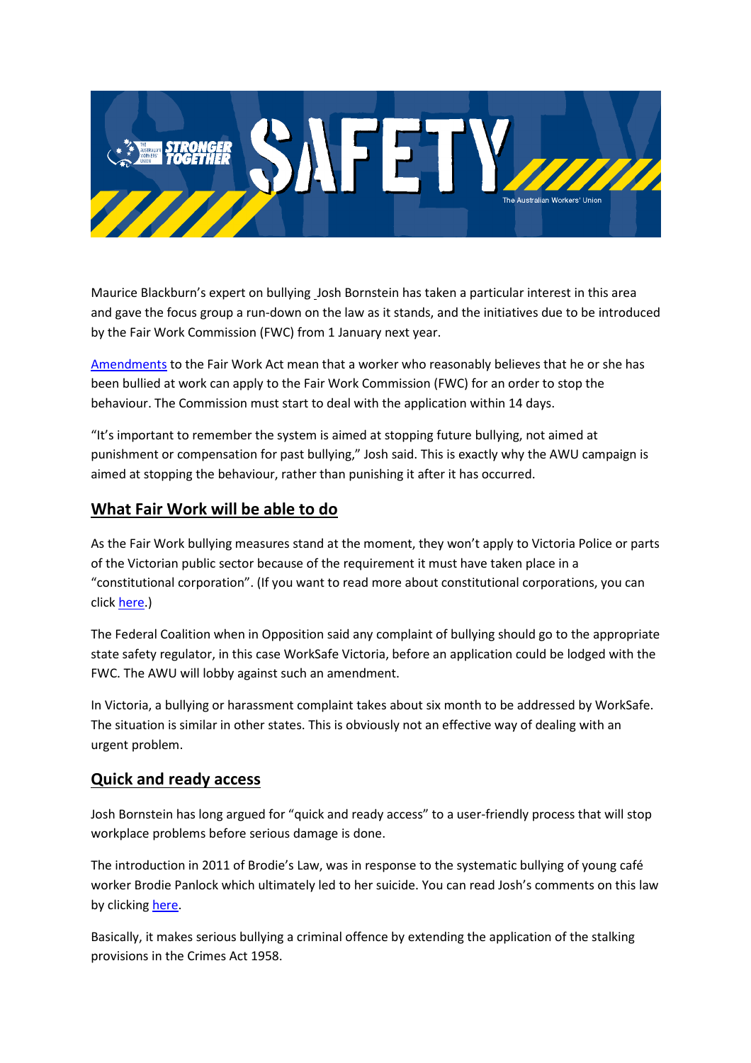Maurice Blackburn's expert on bullying Josh Bornstein has taken a particular interest in this area and gave the focus group a run-down on the law as it stands, and the initiatives due to be introduced by the Fair Work Commission (FWC) from 1 January next year.

Amendments to the Fair Work Act mean that a worker who reasonably believes that he or she has been bullied at work can apply to the Fair Work Commission (FWC) for an order to stop the behaviour. The Commission must start to deal with the application within 14 days.

"It's important to remember the system is aimed at stopping future bullying, not aimed at punishment or compensation for past bullying," Josh said. This is exactly why the AWU campaign is aimed at stopping the behaviour, rather than punishing it after it has occurred.

## What Fair Work will be able to do

As the Fair Work bullying measures stand at the moment, they won't apply to Victoria Police or parts of the Victorian public sector because of the requirement it must have taken place in a "constitutional corporation". (If you want to read more about constitutional corporations, you can click here.)

The Federal Coalition when in Opposition said any complaint of bullying should go to the appropriate state safety regulator, in this case WorkSafe Victoria, before an application could be lodged with the FWC. The AWU will lobby against such an amendment.

In Victoria, a bullying or harassment complaint takes about six month to be addressed by WorkSafe. The situation is similar in other states. This is obviously not an effective way of dealing with an urgent problem.

## Quick and ready access

Josh Bornstein has long argued for "quick and ready access" to a user-friendly process that will stop workplace problems before serious damage is done.

The introduction in 2011 of Brodie's Law, was in response to the systematic bullying of young café worker Brodie Panlock which ultimately led to her suicide. You can read Josh's comments on this law by clicking here.

Basically, it makes serious bullying a criminal offence by extending the application of the stalking provisions in the Crimes Act 1958.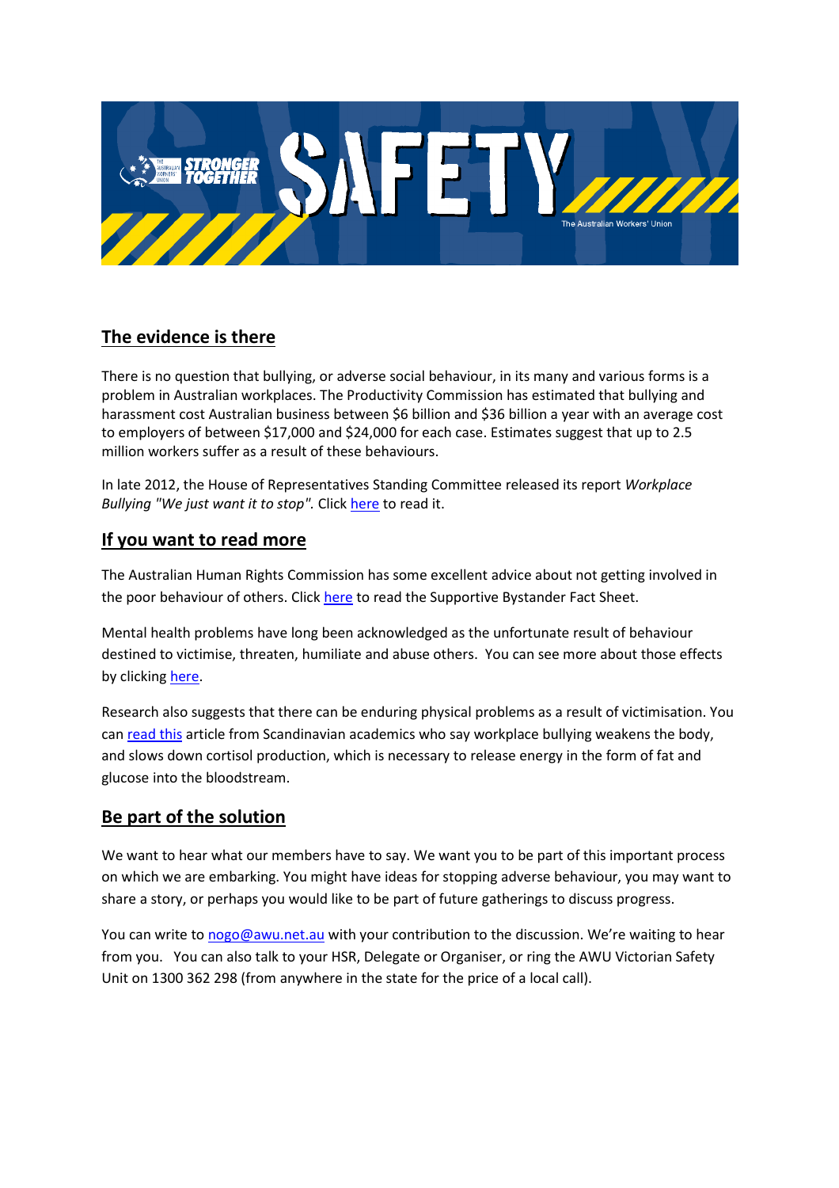## The evidence is there

There is no question that bullying, or adverse social behaviour, in its many and various forms is a problem in Australian workplaces. The Productivity Commission has estimated that bullying and harassment cost Australian business between $6 billion and $36 billion a year with an average cost to employers of between $17,000 and $24,000 for each case. Estimates suggest that up to 2.5 million workers suffer as a result of these behaviours.

In late 2012, the House of Representatives Standing Committee released its report *Workplace Bullying "We just want it to stop".* Click here to read it.

## If you want to read more

The Australian Human Rights Commission has some excellent advice about not getting involved in the poor behaviour of others. Click here to read the Supportive Bystander Fact Sheet.

Mental health problems have long been acknowledged as the unfortunate result of behaviour destined to victimise, threaten, humiliate and abuse others. You can see more about those effects by clicking here.

Research also suggests that there can be enduring physical problems as a result of victimisation. You can read this article from Scandinavian academics who say workplace bullying weakens the body, and slows down cortisol production, which is necessary to release energy in the form of fat and glucose into the bloodstream.

## Be part of the solution

We want to hear what our members have to say. We want you to be part of this important process on which we are embarking. You might have ideas for stopping adverse behaviour, you may want to share a story, or perhaps you would like to be part of future gatherings to discuss progress.

You can write to nogo@awu.net.au with your contribution to the discussion. We're waiting to hear from you. You can also talk to your HSR, Delegate or Organiser, or ring the AWU Victorian Safety Unit on 1300 362 298 (from anywhere in the state for the price of a local call).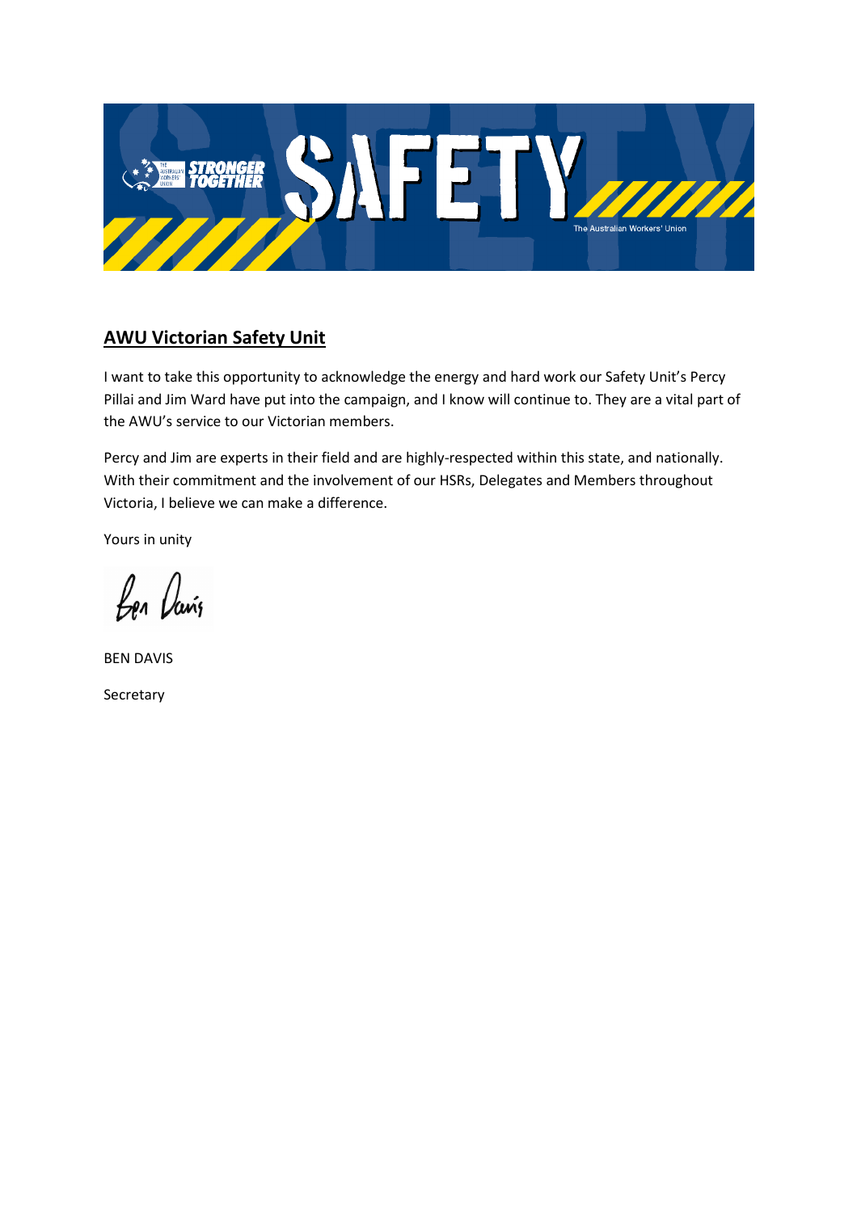## AWU Victorian Safety Unit

I want to take this opportunity to acknowledge the energy and hard work our Safety Unit's Percy Pillai and Jim Ward have put into the campaign, and I know will continue to. They are a vital part of the AWU's service to our Victorian members.

Percy and Jim are experts in their field and are highly-respected within this state, and nationally. With their commitment and the involvement of our HSRs, Delegates and Members throughout Victoria, I believe we can make a difference.

Yours in unity

BEN DAVIS

Secretary